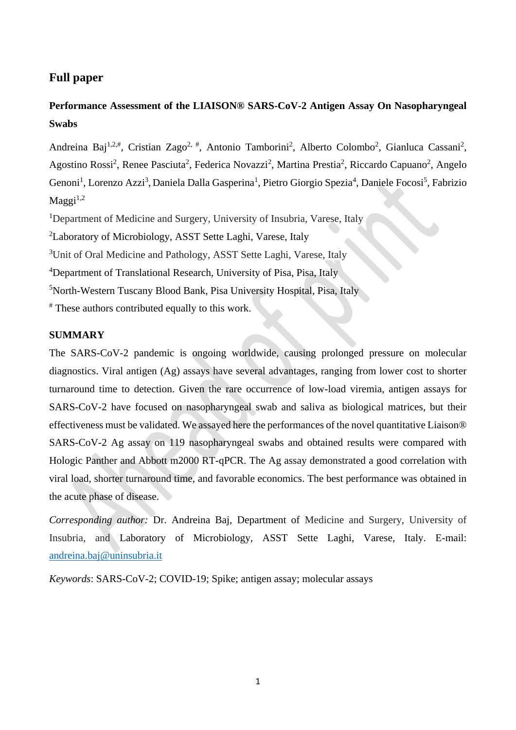## Full paper

### Performance Assessment of the LIAISON® SARS-CoV-2 Antigen Assay On Nasopharyngeal Swabs

Andreina Baj[1,2,#], Cristian Zago[2, #], Antonio Tamborini[2], Alberto Colombo[2], Gianluca Cassani[2], Agostino Rossi[2], Renee Pasciuta[2], Federica Novazzi[2], Martina Prestia[2], Riccardo Capuano[2], Angelo Genoni[1], Lorenzo Azzi[3], Daniela Dalla Gasperina[1], Pietro Giorgio Spezia[4], Daniele Focosi[5], Fabrizio Maggi[1,2]

[1]Department of Medicine and Surgery, University of Insubria, Varese, Italy

[2]Laboratory of Microbiology, ASST Sette Laghi, Varese, Italy

[3]Unit of Oral Medicine and Pathology, ASST Sette Laghi, Varese, Italy

[4]Department of Translational Research, University of Pisa, Pisa, Italy

[5]North-Western Tuscany Blood Bank, Pisa University Hospital, Pisa, Italy

[#] These authors contributed equally to this work.

### SUMMARY

The SARS-CoV-2 pandemic is ongoing worldwide, causing prolonged pressure on molecular diagnostics. Viral antigen (Ag) assays have several advantages, ranging from lower cost to shorter turnaround time to detection. Given the rare occurrence of low-load viremia, antigen assays for SARS-CoV-2 have focused on nasopharyngeal swab and saliva as biological matrices, but their effectiveness must be validated. We assayed here the performances of the novel quantitative Liaison® SARS-CoV-2 Ag assay on 119 nasopharyngeal swabs and obtained results were compared with Hologic Panther and Abbott m2000 RT-qPCR. The Ag assay demonstrated a good correlation with viral load, shorter turnaround time, and favorable economics. The best performance was obtained in the acute phase of disease.

*Corresponding author:* Dr. Andreina Baj, Department of Medicine and Surgery, University of Insubria, and Laboratory of Microbiology, ASST Sette Laghi, Varese, Italy. E-mail: andreina.baj@uninsubria.it

*Keywords*: SARS-CoV-2; COVID-19; Spike; antigen assay; molecular assays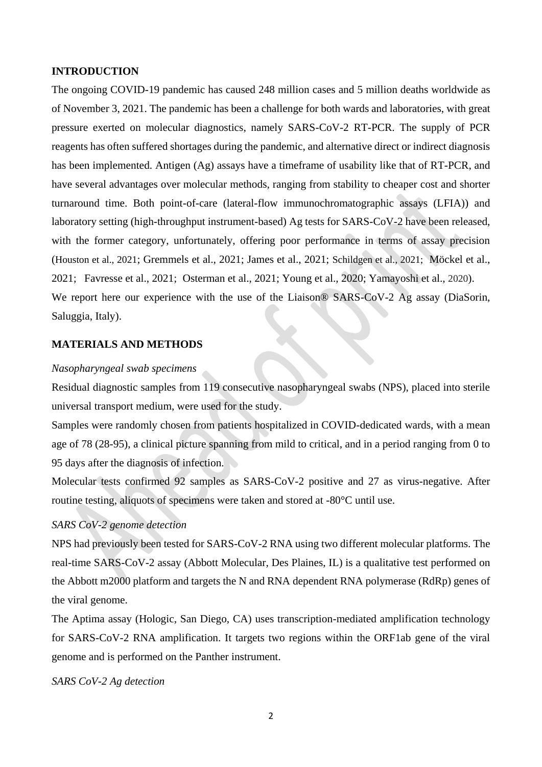## INTRODUCTION

The ongoing COVID-19 pandemic has caused 248 million cases and 5 million deaths worldwide as of November 3, 2021. The pandemic has been a challenge for both wards and laboratories, with great pressure exerted on molecular diagnostics, namely SARS-CoV-2 RT-PCR. The supply of PCR reagents has often suffered shortages during the pandemic, and alternative direct or indirect diagnosis has been implemented. Antigen (Ag) assays have a timeframe of usability like that of RT-PCR, and have several advantages over molecular methods, ranging from stability to cheaper cost and shorter turnaround time. Both point-of-care (lateral-flow immunochromatographic assays (LFIA)) and laboratory setting (high-throughput instrument-based) Ag tests for SARS-CoV-2 have been released, with the former category, unfortunately, offering poor performance in terms of assay precision (Houston et al., 2021; Gremmels et al., 2021; James et al., 2021; Schildgen et al., 2021; Möckel et al., 2021; Favresse et al., 2021; Osterman et al., 2021; Young et al., 2020; Yamayoshi et al., 2020).

We report here our experience with the use of the Liaison® SARS-CoV-2 Ag assay (DiaSorin, Saluggia, Italy).

## MATERIALS AND METHODS

### *Nasopharyngeal swab specimens*

Residual diagnostic samples from 119 consecutive nasopharyngeal swabs (NPS), placed into sterile universal transport medium, were used for the study.

Samples were randomly chosen from patients hospitalized in COVID-dedicated wards, with a mean age of 78 (28-95), a clinical picture spanning from mild to critical, and in a period ranging from 0 to 95 days after the diagnosis of infection.

Molecular tests confirmed 92 samples as SARS-CoV-2 positive and 27 as virus-negative. After routine testing, aliquots of specimens were taken and stored at -80°C until use.

### *SARS CoV-2 genome detection*

NPS had previously been tested for SARS-CoV-2 RNA using two different molecular platforms. The real-time SARS-CoV-2 assay (Abbott Molecular, Des Plaines, IL) is a qualitative test performed on the Abbott m2000 platform and targets the N and RNA dependent RNA polymerase (RdRp) genes of the viral genome.

The Aptima assay (Hologic, San Diego, CA) uses transcription-mediated amplification technology for SARS-CoV-2 RNA amplification. It targets two regions within the ORF1ab gene of the viral genome and is performed on the Panther instrument.

### *SARS CoV-2 Ag detection*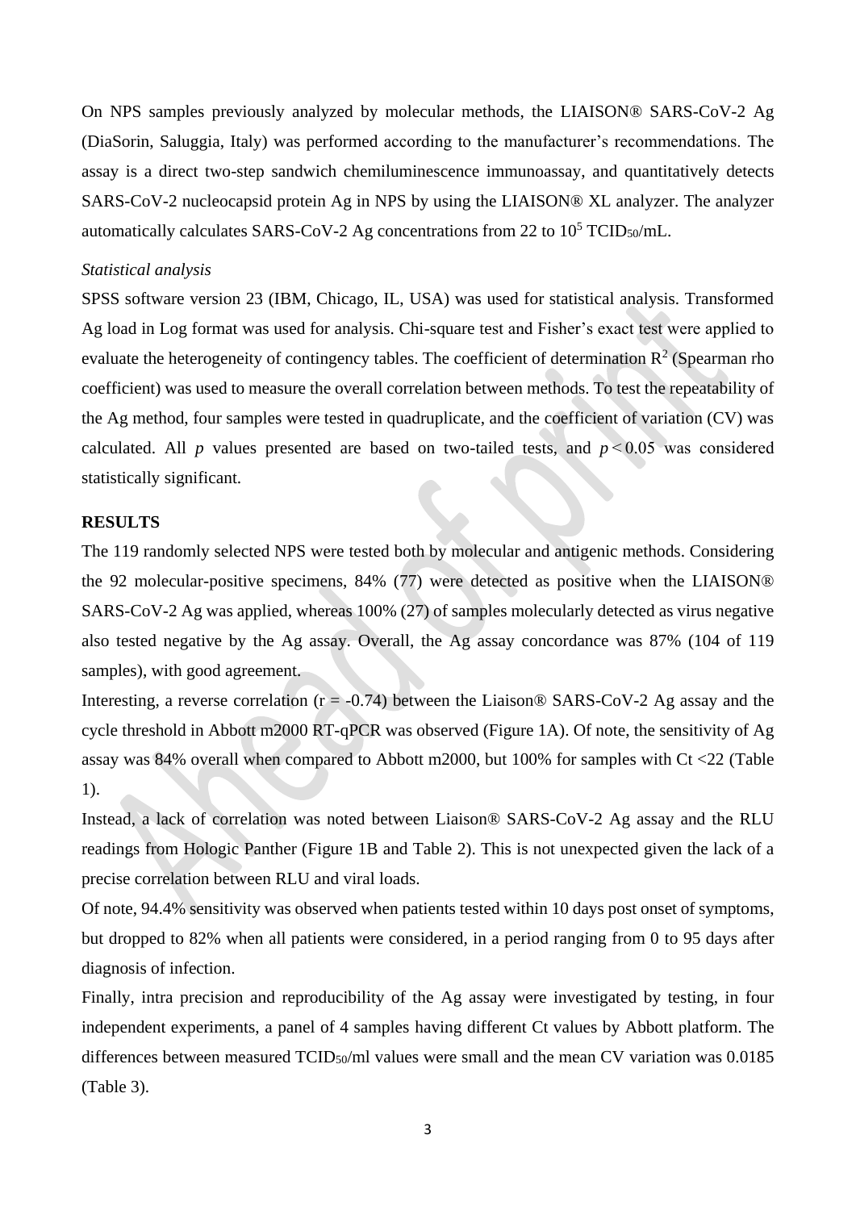On NPS samples previously analyzed by molecular methods, the LIAISON® SARS-CoV-2 Ag (DiaSorin, Saluggia, Italy) was performed according to the manufacturer's recommendations. The assay is a direct two-step sandwich chemiluminescence immunoassay, and quantitatively detects SARS-CoV-2 nucleocapsid protein Ag in NPS by using the LIAISON® XL analyzer. The analyzer automatically calculates SARS-CoV-2 Ag concentrations from 22 to $10^5$ $TCID_{50}$/mL.

*Statistical analysis*

SPSS software version 23 (IBM, Chicago, IL, USA) was used for statistical analysis. Transformed Ag load in Log format was used for analysis. Chi-square test and Fisher's exact test were applied to evaluate the heterogeneity of contingency tables. The coefficient of determination $R^2$ (Spearman rho coefficient) was used to measure the overall correlation between methods. To test the repeatability of the Ag method, four samples were tested in quadruplicate, and the coefficient of variation (CV) was calculated. All $p$ values presented are based on two-tailed tests, and $p < 0.05$ was considered statistically significant.

## RESULTS

The 119 randomly selected NPS were tested both by molecular and antigenic methods. Considering the 92 molecular-positive specimens, 84% (77) were detected as positive when the LIAISON® SARS-CoV-2 Ag was applied, whereas 100% (27) of samples molecularly detected as virus negative also tested negative by the Ag assay. Overall, the Ag assay concordance was 87% (104 of 119 samples), with good agreement.

Interesting, a reverse correlation ($r = -0.74$) between the Liaison® SARS-CoV-2 Ag assay and the cycle threshold in Abbott m2000 RT-qPCR was observed (Figure 1A). Of note, the sensitivity of Ag assay was 84% overall when compared to Abbott m2000, but 100% for samples with Ct <22 (Table 1).

Instead, a lack of correlation was noted between Liaison® SARS-CoV-2 Ag assay and the RLU readings from Hologic Panther (Figure 1B and Table 2). This is not unexpected given the lack of a precise correlation between RLU and viral loads.

Of note, 94.4% sensitivity was observed when patients tested within 10 days post onset of symptoms, but dropped to 82% when all patients were considered, in a period ranging from 0 to 95 days after diagnosis of infection.

Finally, intra precision and reproducibility of the Ag assay were investigated by testing, in four independent experiments, a panel of 4 samples having different Ct values by Abbott platform. The differences between measured $TCID_{50}$/ml values were small and the mean CV variation was 0.0185 (Table 3).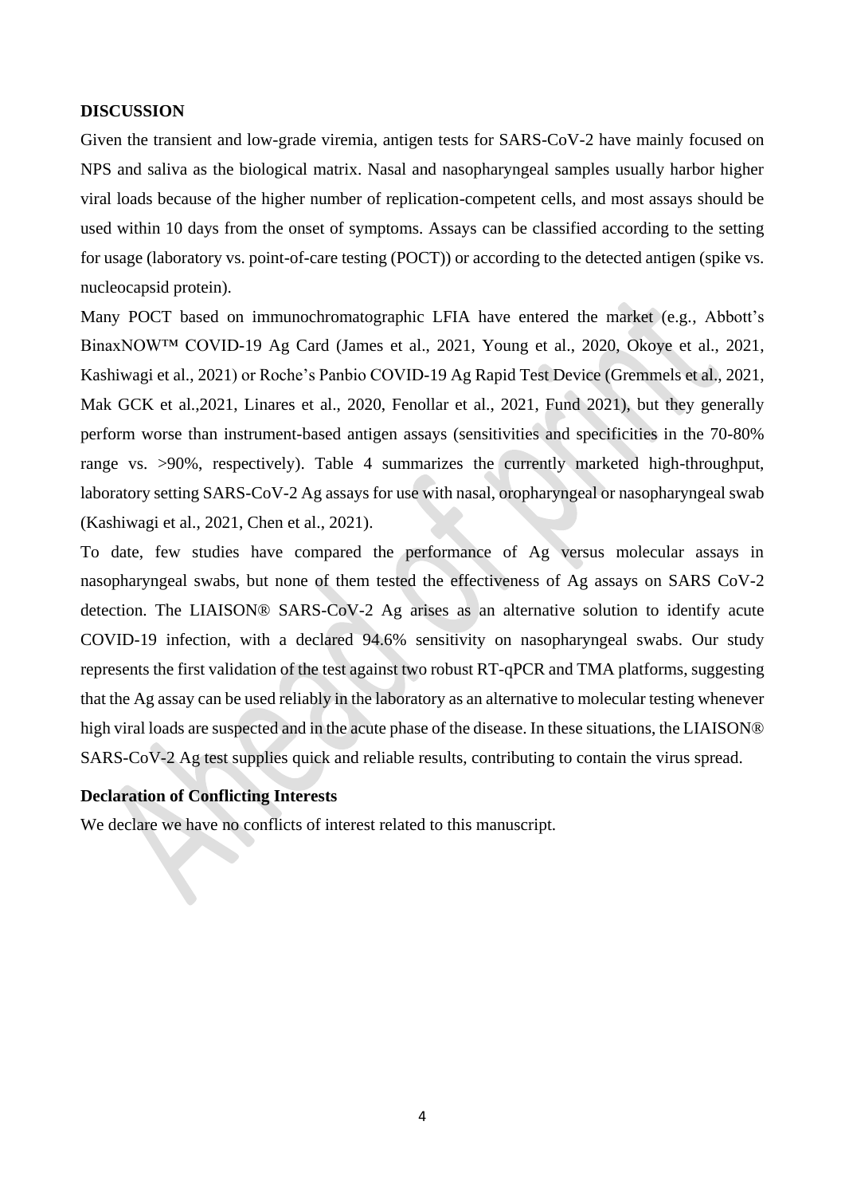**DISCUSSION**

Given the transient and low-grade viremia, antigen tests for SARS-CoV-2 have mainly focused on NPS and saliva as the biological matrix. Nasal and nasopharyngeal samples usually harbor higher viral loads because of the higher number of replication-competent cells, and most assays should be used within 10 days from the onset of symptoms. Assays can be classified according to the setting for usage (laboratory vs. point-of-care testing (POCT)) or according to the detected antigen (spike vs. nucleocapsid protein).

Many POCT based on immunochromatographic LFIA have entered the market (e.g., Abbott's BinaxNOW™ COVID-19 Ag Card (James et al., 2021, Young et al., 2020, Okoye et al., 2021, Kashiwagi et al., 2021) or Roche's Panbio COVID-19 Ag Rapid Test Device (Gremmels et al., 2021, Mak GCK et al.,2021, Linares et al., 2020, Fenollar et al., 2021, Fund 2021), but they generally perform worse than instrument-based antigen assays (sensitivities and specificities in the 70-80% range vs. >90%, respectively). Table 4 summarizes the currently marketed high-throughput, laboratory setting SARS-CoV-2 Ag assays for use with nasal, oropharyngeal or nasopharyngeal swab (Kashiwagi et al., 2021, Chen et al., 2021).

To date, few studies have compared the performance of Ag versus molecular assays in nasopharyngeal swabs, but none of them tested the effectiveness of Ag assays on SARS CoV-2 detection. The LIAISON® SARS-CoV-2 Ag arises as an alternative solution to identify acute COVID-19 infection, with a declared 94.6% sensitivity on nasopharyngeal swabs. Our study represents the first validation of the test against two robust RT-qPCR and TMA platforms, suggesting that the Ag assay can be used reliably in the laboratory as an alternative to molecular testing whenever high viral loads are suspected and in the acute phase of the disease. In these situations, the LIAISON® SARS-CoV-2 Ag test supplies quick and reliable results, contributing to contain the virus spread.

**Declaration of Conflicting Interests**

We declare we have no conflicts of interest related to this manuscript.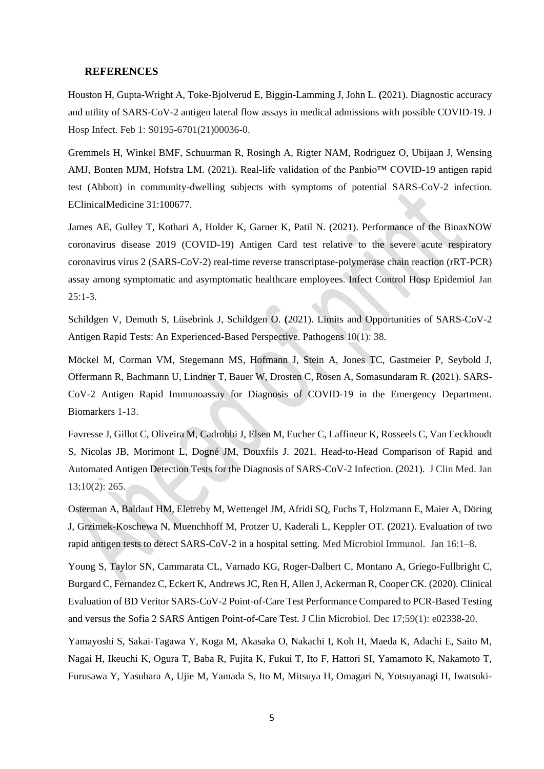## REFERENCES

Houston H, Gupta-Wright A, Toke-Bjolverud E, Biggin-Lamming J, John L. (2021). Diagnostic accuracy and utility of SARS-CoV-2 antigen lateral flow assays in medical admissions with possible COVID-19. J Hosp Infect. Feb 1: S0195-6701(21)00036-0.

Gremmels H, Winkel BMF, Schuurman R, Rosingh A, Rigter NAM, Rodriguez O, Ubijaan J, Wensing AMJ, Bonten MJM, Hofstra LM. (2021). Real-life validation of the Panbio™ COVID-19 antigen rapid test (Abbott) in community-dwelling subjects with symptoms of potential SARS-CoV-2 infection. EClinicalMedicine 31:100677.

James AE, Gulley T, Kothari A, Holder K, Garner K, Patil N. (2021). Performance of the BinaxNOW coronavirus disease 2019 (COVID-19) Antigen Card test relative to the severe acute respiratory coronavirus virus 2 (SARS-CoV-2) real-time reverse transcriptase-polymerase chain reaction (rRT-PCR) assay among symptomatic and asymptomatic healthcare employees. Infect Control Hosp Epidemiol Jan 25:1-3.

Schildgen V, Demuth S, Lüsebrink J, Schildgen O. (2021). Limits and Opportunities of SARS-CoV-2 Antigen Rapid Tests: An Experienced-Based Perspective. Pathogens 10(1): 38.

Möckel M, Corman VM, Stegemann MS, Hofmann J, Stein A, Jones TC, Gastmeier P, Seybold J, Offermann R, Bachmann U, Lindner T, Bauer W, Drosten C, Rosen A, Somasundaram R. (2021). SARS-CoV-2 Antigen Rapid Immunoassay for Diagnosis of COVID-19 in the Emergency Department. Biomarkers 1-13.

Favresse J, Gillot C, Oliveira M, Cadrobbi J, Elsen M, Eucher C, Laffineur K, Rosseels C, Van Eeckhoudt S, Nicolas JB, Morimont L, Dogné JM, Douxfils J. 2021. Head-to-Head Comparison of Rapid and Automated Antigen Detection Tests for the Diagnosis of SARS-CoV-2 Infection. (2021). J Clin Med. Jan 13;10(2): 265.

Osterman A, Baldauf HM, Eletreby M, Wettengel JM, Afridi SQ, Fuchs T, Holzmann E, Maier A, Döring J, Grzimek-Koschewa N, Muenchhoff M, Protzer U, Kaderali L, Keppler OT. (2021). Evaluation of two rapid antigen tests to detect SARS-CoV-2 in a hospital setting. Med Microbiol Immunol. Jan 16:1–8.

Young S, Taylor SN, Cammarata CL, Varnado KG, Roger-Dalbert C, Montano A, Griego-Fullbright C, Burgard C, Fernandez C, Eckert K, Andrews JC, Ren H, Allen J, Ackerman R, Cooper CK. (2020). Clinical Evaluation of BD Veritor SARS-CoV-2 Point-of-Care Test Performance Compared to PCR-Based Testing and versus the Sofia 2 SARS Antigen Point-of-Care Test. J Clin Microbiol. Dec 17;59(1): e02338-20.

Yamayoshi S, Sakai-Tagawa Y, Koga M, Akasaka O, Nakachi I, Koh H, Maeda K, Adachi E, Saito M, Nagai H, Ikeuchi K, Ogura T, Baba R, Fujita K, Fukui T, Ito F, Hattori SI, Yamamoto K, Nakamoto T, Furusawa Y, Yasuhara A, Ujie M, Yamada S, Ito M, Mitsuya H, Omagari N, Yotsuyanagi H, Iwatsuki-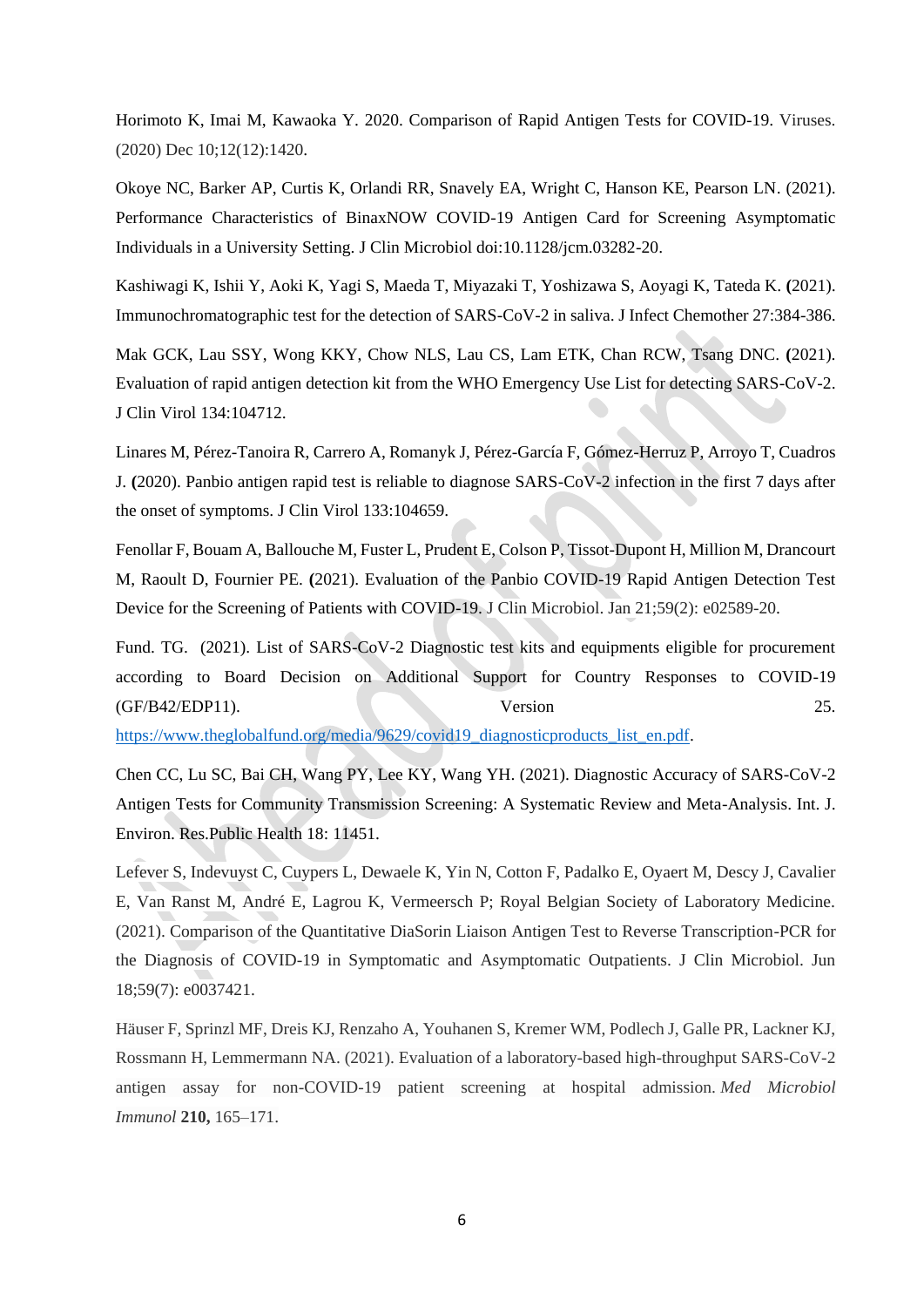Horimoto K, Imai M, Kawaoka Y. 2020. Comparison of Rapid Antigen Tests for COVID-19. Viruses. (2020) Dec 10;12(12):1420.

Okoye NC, Barker AP, Curtis K, Orlandi RR, Snavely EA, Wright C, Hanson KE, Pearson LN. (2021). Performance Characteristics of BinaxNOW COVID-19 Antigen Card for Screening Asymptomatic Individuals in a University Setting. J Clin Microbiol doi:10.1128/jcm.03282-20.

Kashiwagi K, Ishii Y, Aoki K, Yagi S, Maeda T, Miyazaki T, Yoshizawa S, Aoyagi K, Tateda K. **(**2021). Immunochromatographic test for the detection of SARS-CoV-2 in saliva. J Infect Chemother 27:384-386.

Mak GCK, Lau SSY, Wong KKY, Chow NLS, Lau CS, Lam ETK, Chan RCW, Tsang DNC. **(**2021). Evaluation of rapid antigen detection kit from the WHO Emergency Use List for detecting SARS-CoV-2. J Clin Virol 134:104712.

Linares M, Pérez-Tanoira R, Carrero A, Romanyk J, Pérez-García F, Gómez-Herruz P, Arroyo T, Cuadros J. **(**2020). Panbio antigen rapid test is reliable to diagnose SARS-CoV-2 infection in the first 7 days after the onset of symptoms. J Clin Virol 133:104659.

Fenollar F, Bouam A, Ballouche M, Fuster L, Prudent E, Colson P, Tissot-Dupont H, Million M, Drancourt M, Raoult D, Fournier PE. **(**2021). Evaluation of the Panbio COVID-19 Rapid Antigen Detection Test Device for the Screening of Patients with COVID-19. J Clin Microbiol. Jan 21;59(2): e02589-20.

Fund. TG. (2021). List of SARS-CoV-2 Diagnostic test kits and equipments eligible for procurement according to Board Decision on Additional Support for Country Responses to COVID-19 (GF/B42/EDP11). Version 25. https://www.theglobalfund.org/media/9629/covid19_diagnosticproducts_list_en.pdf.

Chen CC, Lu SC, Bai CH, Wang PY, Lee KY, Wang YH. (2021). Diagnostic Accuracy of SARS-CoV-2 Antigen Tests for Community Transmission Screening: A Systematic Review and Meta-Analysis. Int. J. Environ. Res.Public Health 18: 11451.

Lefever S, Indevuyst C, Cuypers L, Dewaele K, Yin N, Cotton F, Padalko E, Oyaert M, Descy J, Cavalier E, Van Ranst M, André E, Lagrou K, Vermeersch P; Royal Belgian Society of Laboratory Medicine. (2021). Comparison of the Quantitative DiaSorin Liaison Antigen Test to Reverse Transcription-PCR for the Diagnosis of COVID-19 in Symptomatic and Asymptomatic Outpatients. J Clin Microbiol. Jun 18;59(7): e0037421.

Häuser F, Sprinzl MF, Dreis KJ, Renzaho A, Youhanen S, Kremer WM, Podlech J, Galle PR, Lackner KJ, Rossmann H, Lemmermann NA. (2021). Evaluation of a laboratory-based high-throughput SARS-CoV-2 antigen assay for non-COVID-19 patient screening at hospital admission. *Med Microbiol Immunol* **210,** 165–171.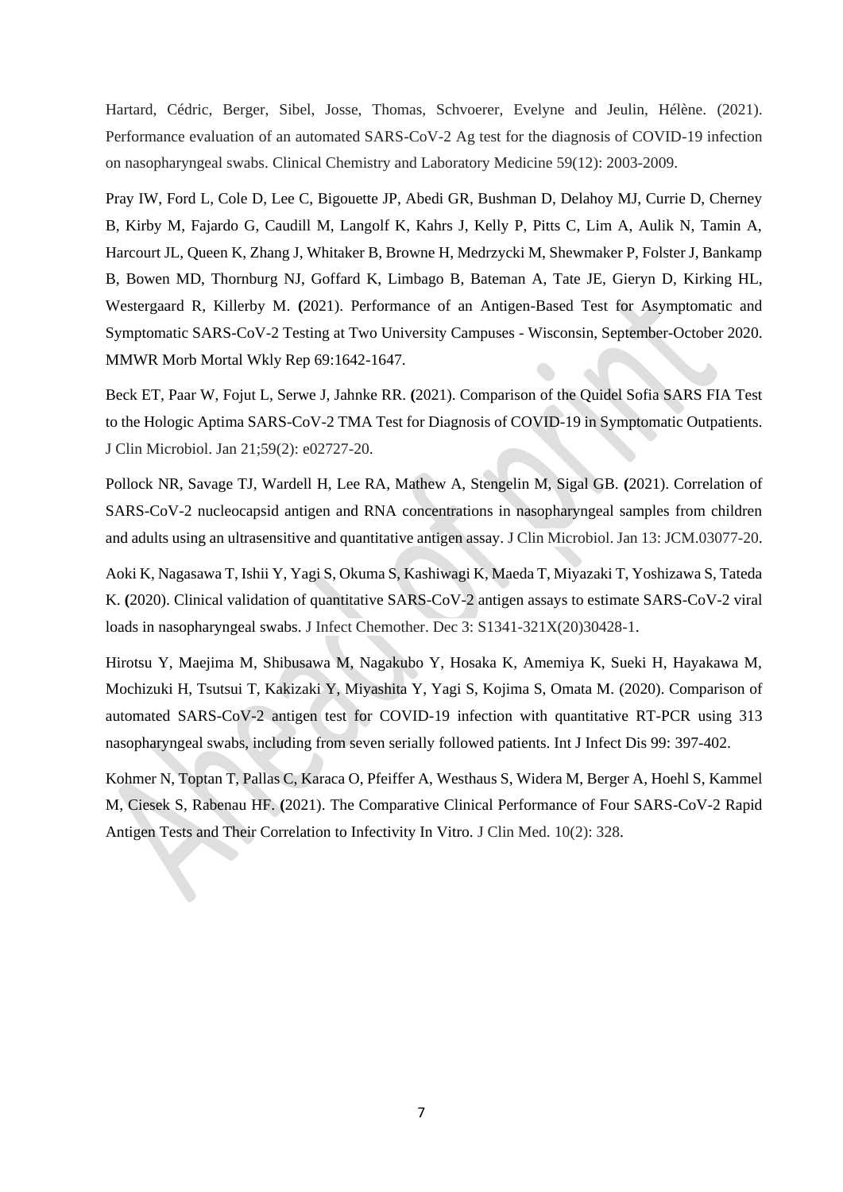Hartard, Cédric, Berger, Sibel, Josse, Thomas, Schvoerer, Evelyne and Jeulin, Hélène. (2021). Performance evaluation of an automated SARS-CoV-2 Ag test for the diagnosis of COVID-19 infection on nasopharyngeal swabs. Clinical Chemistry and Laboratory Medicine 59(12): 2003-2009.

Pray IW, Ford L, Cole D, Lee C, Bigouette JP, Abedi GR, Bushman D, Delahoy MJ, Currie D, Cherney B, Kirby M, Fajardo G, Caudill M, Langolf K, Kahrs J, Kelly P, Pitts C, Lim A, Aulik N, Tamin A, Harcourt JL, Queen K, Zhang J, Whitaker B, Browne H, Medrzycki M, Shewmaker P, Folster J, Bankamp B, Bowen MD, Thornburg NJ, Goffard K, Limbago B, Bateman A, Tate JE, Gieryn D, Kirking HL, Westergaard R, Killerby M. **(**2021). Performance of an Antigen-Based Test for Asymptomatic and Symptomatic SARS-CoV-2 Testing at Two University Campuses - Wisconsin, September-October 2020. MMWR Morb Mortal Wkly Rep 69:1642-1647.

Beck ET, Paar W, Fojut L, Serwe J, Jahnke RR. **(**2021). Comparison of the Quidel Sofia SARS FIA Test to the Hologic Aptima SARS-CoV-2 TMA Test for Diagnosis of COVID-19 in Symptomatic Outpatients. J Clin Microbiol. Jan 21;59(2): e02727-20.

Pollock NR, Savage TJ, Wardell H, Lee RA, Mathew A, Stengelin M, Sigal GB. **(**2021). Correlation of SARS-CoV-2 nucleocapsid antigen and RNA concentrations in nasopharyngeal samples from children and adults using an ultrasensitive and quantitative antigen assay. J Clin Microbiol. Jan 13: JCM.03077-20.

Aoki K, Nagasawa T, Ishii Y, Yagi S, Okuma S, Kashiwagi K, Maeda T, Miyazaki T, Yoshizawa S, Tateda K. **(**2020). Clinical validation of quantitative SARS-CoV-2 antigen assays to estimate SARS-CoV-2 viral loads in nasopharyngeal swabs. J Infect Chemother. Dec 3: S1341-321X(20)30428-1.

Hirotsu Y, Maejima M, Shibusawa M, Nagakubo Y, Hosaka K, Amemiya K, Sueki H, Hayakawa M, Mochizuki H, Tsutsui T, Kakizaki Y, Miyashita Y, Yagi S, Kojima S, Omata M. (2020). Comparison of automated SARS-CoV-2 antigen test for COVID-19 infection with quantitative RT-PCR using 313 nasopharyngeal swabs, including from seven serially followed patients. Int J Infect Dis 99: 397-402.

Kohmer N, Toptan T, Pallas C, Karaca O, Pfeiffer A, Westhaus S, Widera M, Berger A, Hoehl S, Kammel M, Ciesek S, Rabenau HF. **(**2021). The Comparative Clinical Performance of Four SARS-CoV-2 Rapid Antigen Tests and Their Correlation to Infectivity In Vitro. J Clin Med. 10(2): 328.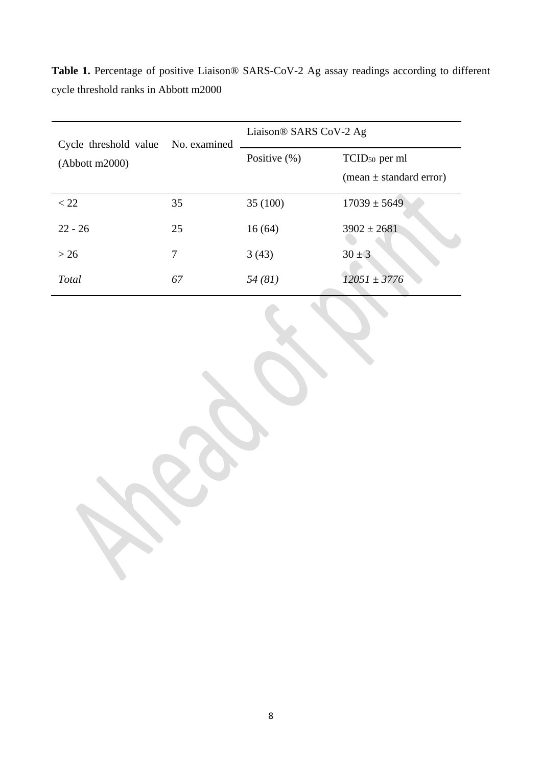**Table 1.** Percentage of positive Liaison® SARS-CoV-2 Ag assay readings according to different cycle threshold ranks in Abbott m2000

| Cycle threshold value (Abbott m2000) | No. examined | Liaison® SARS CoV-2 Ag | |
|---|---|---|---|
| | | Positive (%) | $TCID_{50}$ per ml (mean ± standard error) |
| < 22 | 35 | 35 (100) | 17039 ± 5649 |
| 22 - 26 | 25 | 16 (64) | 3902 ± 2681 |
| > 26 | 7 | 3 (43) | 30 ± 3 |
| *Total* | *67* | *54 (81)* | *12051 ± 3776* |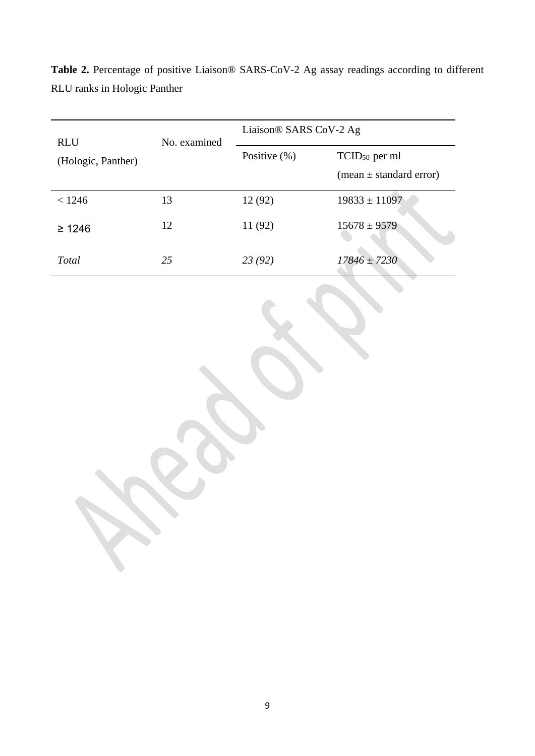**Table 2.** Percentage of positive Liaison® SARS-CoV-2 Ag assay readings according to different RLU ranks in Hologic Panther

| RLU (Hologic, Panther) | No. examined | Liaison® SARS CoV-2 Ag | |
|---|---|---|---|
| | | Positive (%) | $TCID_{50}$ per ml (mean ± standard error) |
| < 1246 | 13 | 12 (92) | 19833 ± 11097 |
| ≥ 1246 | 12 | 11 (92) | 15678 ± 9579 |
| *Total* | *25* | *23 (92)* | *17846 ± 7230* |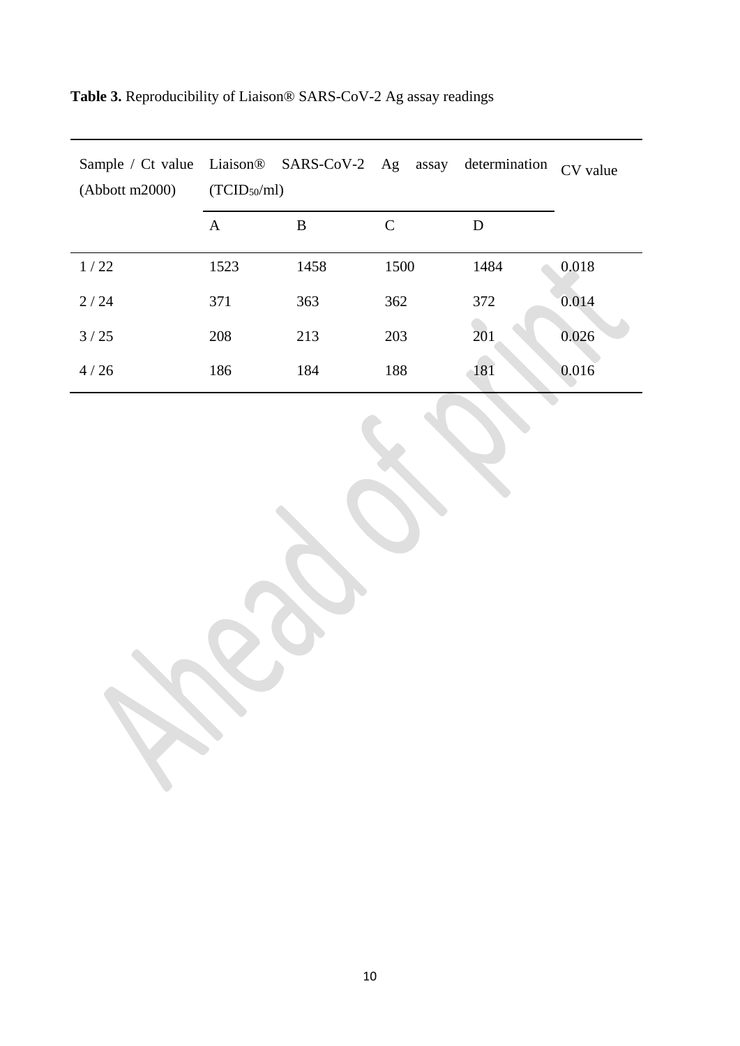**Table 3.** Reproducibility of Liaison® SARS-CoV-2 Ag assay readings

| Sample / Ct value (Abbott m2000) | Liaison® SARS-CoV-2 Ag assay determination ($TCID_{50}$/ml) | | | | CV value |
|---|---|---|---|---|---|
| | A | B | C | D | |
| 1 / 22 | 1523 | 1458 | 1500 | 1484 | 0.018 |
| 2 / 24 | 371 | 363 | 362 | 372 | 0.014 |
| 3 / 25 | 208 | 213 | 203 | 201 | 0.026 |
| 4 / 26 | 186 | 184 | 188 | 181 | 0.016 |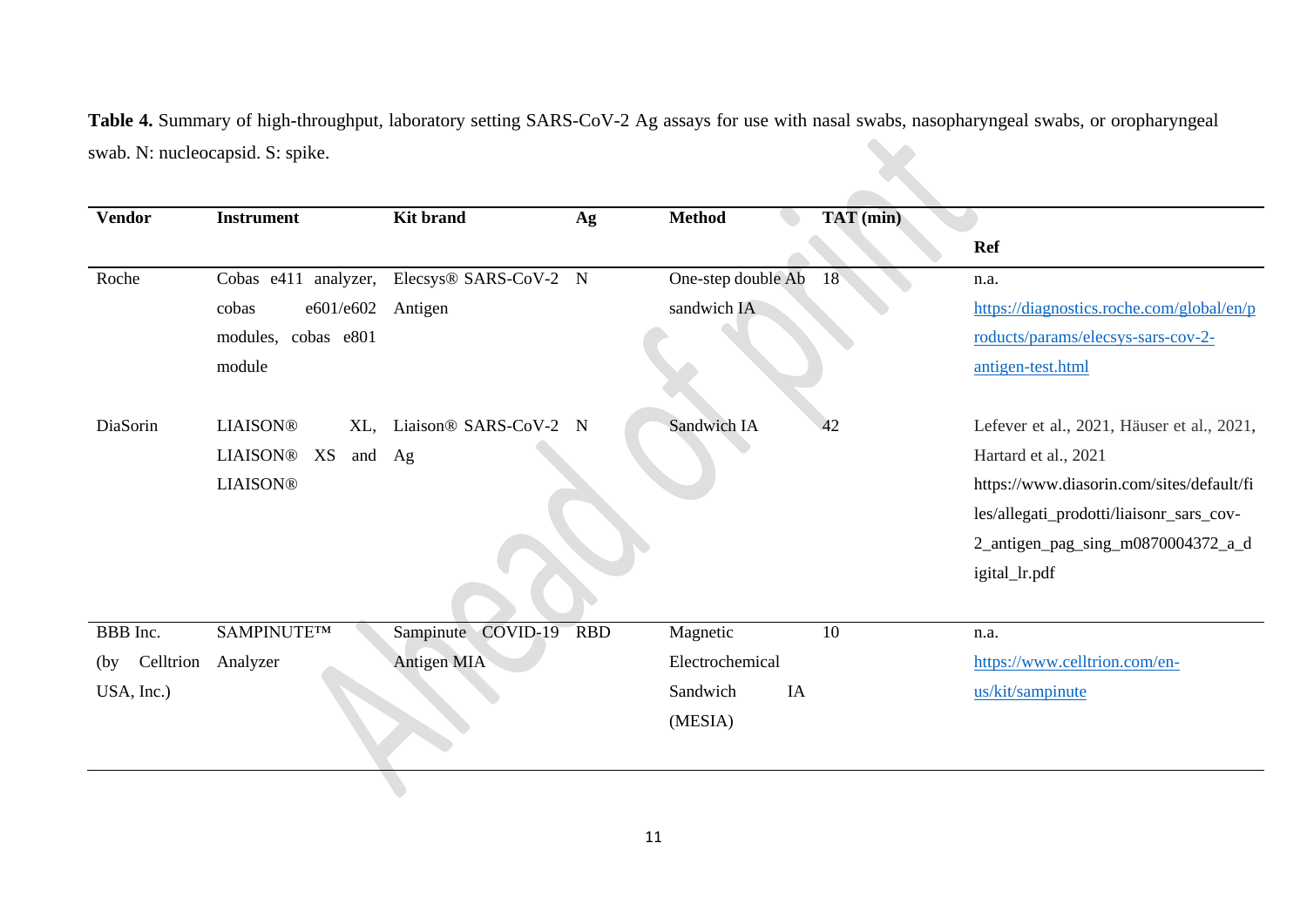**Table 4.** Summary of high-throughput, laboratory setting SARS-CoV-2 Ag assays for use with nasal swabs, nasopharyngeal swabs, or oropharyngeal swab. N: nucleocapsid. S: spike.

| Vendor | Instrument | Kit brand | Ag | Method | TAT (min) | Ref |
|---|---|---|---|---|---|---|
| Roche | Cobas e411 analyzer, cobas e601/e602 modules, cobas e801 module | Elecsys® SARS-CoV-2 Antigen | N | One-step double Ab sandwich IA | 18 | n.a. https://diagnostics.roche.com/global/en/products/params/elecsys-sars-cov-2-antigen-test.html |
| DiaSorin | LIAISON® XL, LIAISON® XS and LIAISON® | Liaison® SARS-CoV-2 Ag | N | Sandwich IA | 42 | Lefever et al., 2021, Häuser et al., 2021, Hartard et al., 2021 https://www.diasorin.com/sites/default/files/allegati_prodotti/liaisonr_sars_cov-2_antigen_pag_sing_m0870004372_a_digital_lr.pdf |
| BBB Inc. (by Celltrion USA, Inc.) | SAMPINUTE™ Analyzer | Sampinute COVID-19 Antigen MIA | RBD | Magnetic Electrochemical Sandwich IA (MESIA) | 10 | n.a. https://www.celltrion.com/en-us/kit/sampinute |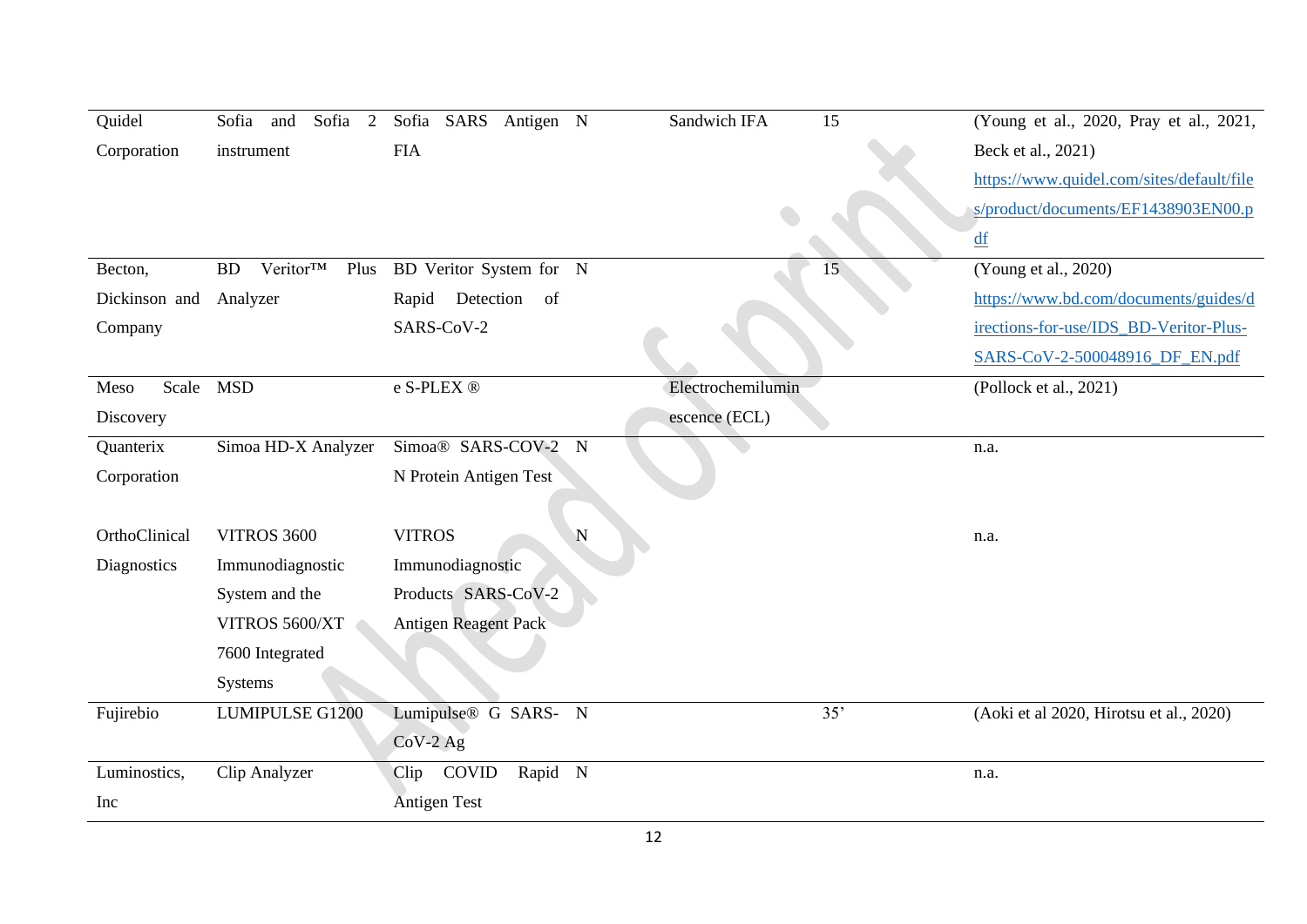| | | | | | | |
|---|---|---|---|---|---|---|
| Quidel Corporation | Sofia and Sofia 2 instrument | Sofia SARS Antigen FIA | N | Sandwich IFA | 15 | (Young et al., 2020, Pray et al., 2021, Beck et al., 2021) https://www.quidel.com/sites/default/files/product/documents/EF1438903EN00.pdf |
| Becton, Dickinson and Company | BD Veritor™ Plus Analyzer | BD Veritor System for Rapid Detection of SARS-CoV-2 | N | | 15 | (Young et al., 2020) https://www.bd.com/documents/guides/directions-for-use/IDS_BD-Veritor-Plus-SARS-CoV-2-500048916_DF_EN.pdf |
| Meso Scale Discovery | MSD | e S-PLEX ® | | Electrochemiluminescence (ECL) | | (Pollock et al., 2021) |
| Quanterix Corporation | Simoa HD-X Analyzer | Simoa® SARS-COV-2 N Protein Antigen Test | N | | | n.a. |
| OrthoClinical Diagnostics | VITROS 3600 Immunodiagnostic System and the VITROS 5600/XT 7600 Integrated Systems | VITROS Immunodiagnostic Products SARS-CoV-2 Antigen Reagent Pack | N | | | n.a. |
| Fujirebio | LUMIPULSE G1200 | Lumipulse® G SARS-CoV-2 Ag | N | | 35' | (Aoki et al 2020, Hirotsu et al., 2020) |
| Luminostics, Inc | Clip Analyzer | Clip COVID Rapid Antigen Test | N | | | n.a. |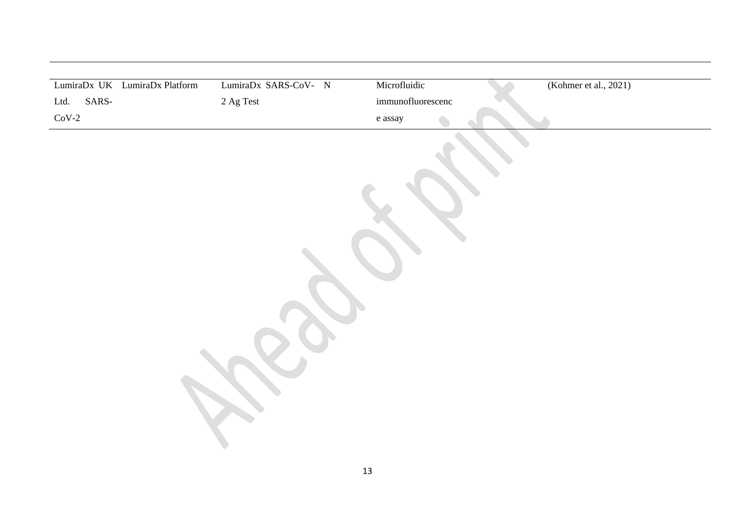| | | | | | |
|---|---|---|---|---|---|
| LumiraDx UK Ltd. SARS-CoV-2 | LumiraDx Platform | LumiraDx SARS-CoV-2 Ag Test | N | Microfluidic immunofluorescence assay | (Kohmer et al., 2021) |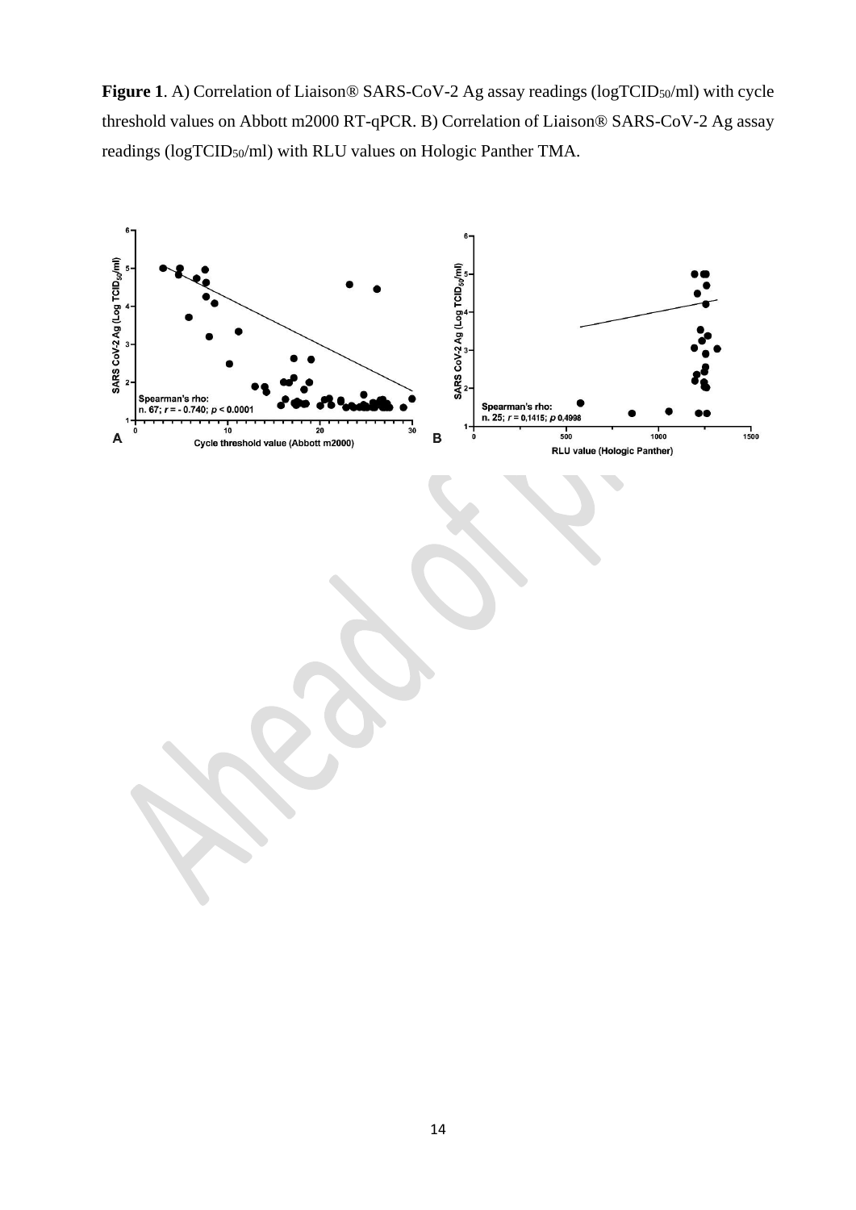**Figure 1**. A) Correlation of Liaison® SARS-CoV-2 Ag assay readings (logTCID$_{50}$/ml) with cycle threshold values on Abbott m2000 RT-qPCR. B) Correlation of Liaison® SARS-CoV-2 Ag assay readings (logTCID$_{50}$/ml) with RLU values on Hologic Panther TMA.

A

SARS CoV-2 Ag (Log TCID$_{50}$/ml)

Cycle threshold value (Abbott m2000)

Spearman's rho:
n. 67; $r$ = - 0.740; $p$ < 0.0001

B

SARS CoV-2 Ag (Log TCID$_{50}$/ml)

RLU value (Hologic Panther)

Spearman's rho:
n. 25; $r$ = 0,1415; $p$ 0,4998